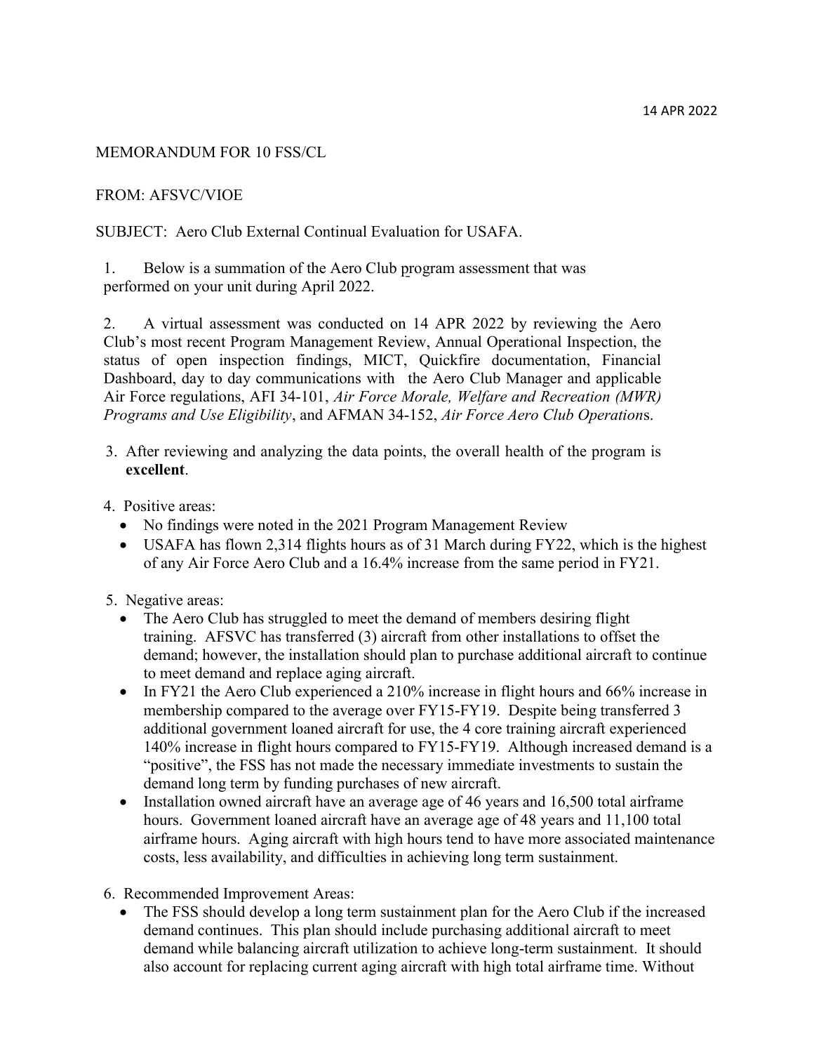14 APR 2022

MEMORANDUM FOR 10 FSS/CL

FROM: AFSVC/VIOE

SUBJECT: Aero Club External Continual Evaluation for USAFA.

1. Below is a summation of the Aero Club program assessment that was performed on your unit during April 2022.

2. A virtual assessment was conducted on 14 APR 2022 by reviewing the Aero Club's most recent Program Management Review, Annual Operational Inspection, the status of open inspection findings, MICT, Quickfire documentation, Financial Dashboard, day to day communications with the Aero Club Manager and applicable Air Force regulations, AFI 34-101, *Air Force Morale, Welfare and Recreation (MWR) Programs and Use Eligibility*, and AFMAN 34-152, *Air Force Aero Club Operation*s.

3. After reviewing and analyzing the data points, the overall health of the program is **excellent**.

4. Positive areas:
   - No findings were noted in the 2021 Program Management Review
   - USAFA has flown 2,314 flights hours as of 31 March during FY22, which is the highest of any Air Force Aero Club and a 16.4% increase from the same period in FY21.

5. Negative areas:
   - The Aero Club has struggled to meet the demand of members desiring flight training. AFSVC has transferred (3) aircraft from other installations to offset the demand; however, the installation should plan to purchase additional aircraft to continue to meet demand and replace aging aircraft.
   - In FY21 the Aero Club experienced a 210% increase in flight hours and 66% increase in membership compared to the average over FY15-FY19. Despite being transferred 3 additional government loaned aircraft for use, the 4 core training aircraft experienced 140% increase in flight hours compared to FY15-FY19. Although increased demand is a "positive", the FSS has not made the necessary immediate investments to sustain the demand long term by funding purchases of new aircraft.
   - Installation owned aircraft have an average age of 46 years and 16,500 total airframe hours. Government loaned aircraft have an average age of 48 years and 11,100 total airframe hours. Aging aircraft with high hours tend to have more associated maintenance costs, less availability, and difficulties in achieving long term sustainment.

6. Recommended Improvement Areas:
   - The FSS should develop a long term sustainment plan for the Aero Club if the increased demand continues. This plan should include purchasing additional aircraft to meet demand while balancing aircraft utilization to achieve long-term sustainment. It should also account for replacing current aging aircraft with high total airframe time. Without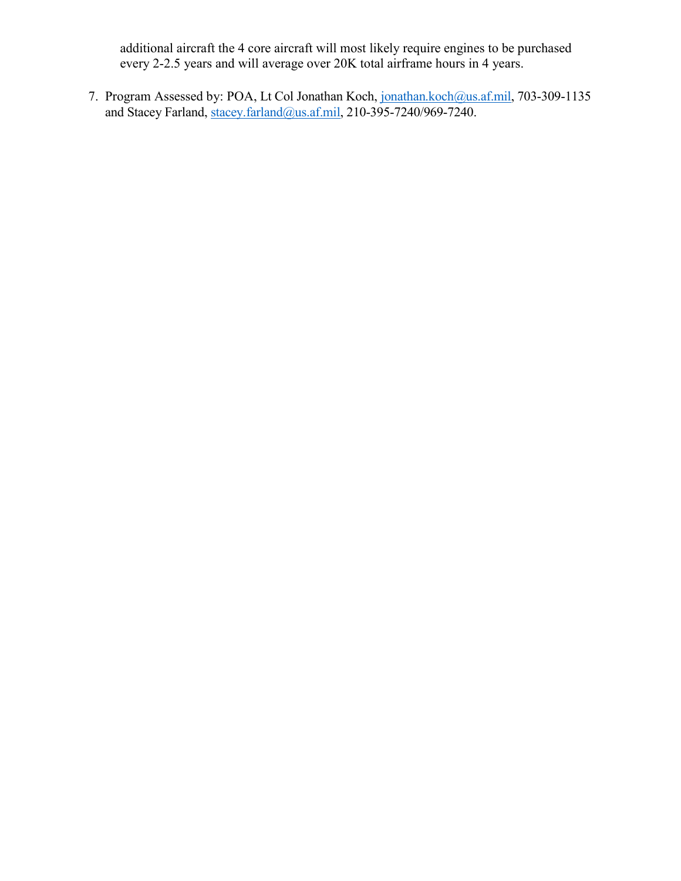additional aircraft the 4 core aircraft will most likely require engines to be purchased every 2-2.5 years and will average over 20K total airframe hours in 4 years.

7. Program Assessed by: POA, Lt Col Jonathan Koch, jonathan.koch@us.af.mil, 703-309-1135 and Stacey Farland, stacey.farland@us.af.mil, 210-395-7240/969-7240.